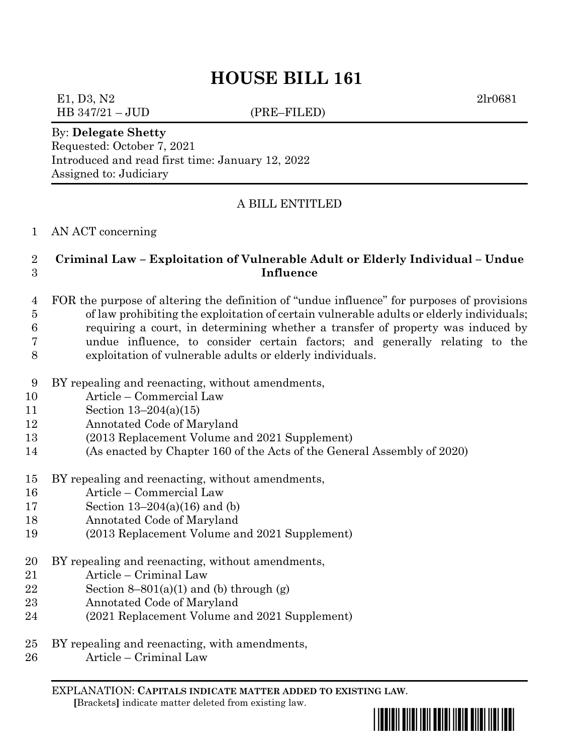# HOUSE BILL 161

E1, D3, N2 2lr0681
HB 347/21 – JUD (PRE–FILED)

By: **Delegate Shetty**
Requested: October 7, 2021
Introduced and read first time: January 12, 2022
Assigned to: Judiciary

A BILL ENTITLED

1 AN ACT concerning

2 **Criminal Law – Exploitation of Vulnerable Adult or Elderly Individual – Undue**
3 **Influence**

4 FOR the purpose of altering the definition of "undue influence" for purposes of provisions
5 of law prohibiting the exploitation of certain vulnerable adults or elderly individuals;
6 requiring a court, in determining whether a transfer of property was induced by
7 undue influence, to consider certain factors; and generally relating to the
8 exploitation of vulnerable adults or elderly individuals.

9 BY repealing and reenacting, without amendments,
10 Article – Commercial Law
11 Section 13–204(a)(15)
12 Annotated Code of Maryland
13 (2013 Replacement Volume and 2021 Supplement)
14 (As enacted by Chapter 160 of the Acts of the General Assembly of 2020)

15 BY repealing and reenacting, without amendments,
16 Article – Commercial Law
17 Section 13–204(a)(16) and (b)
18 Annotated Code of Maryland
19 (2013 Replacement Volume and 2021 Supplement)

20 BY repealing and reenacting, without amendments,
21 Article – Criminal Law
22 Section 8–801(a)(1) and (b) through (g)
23 Annotated Code of Maryland
24 (2021 Replacement Volume and 2021 Supplement)

25 BY repealing and reenacting, with amendments,
26 Article – Criminal Law

EXPLANATION: **CAPITALS INDICATE MATTER ADDED TO EXISTING LAW**.
[Brackets] indicate matter deleted from existing law.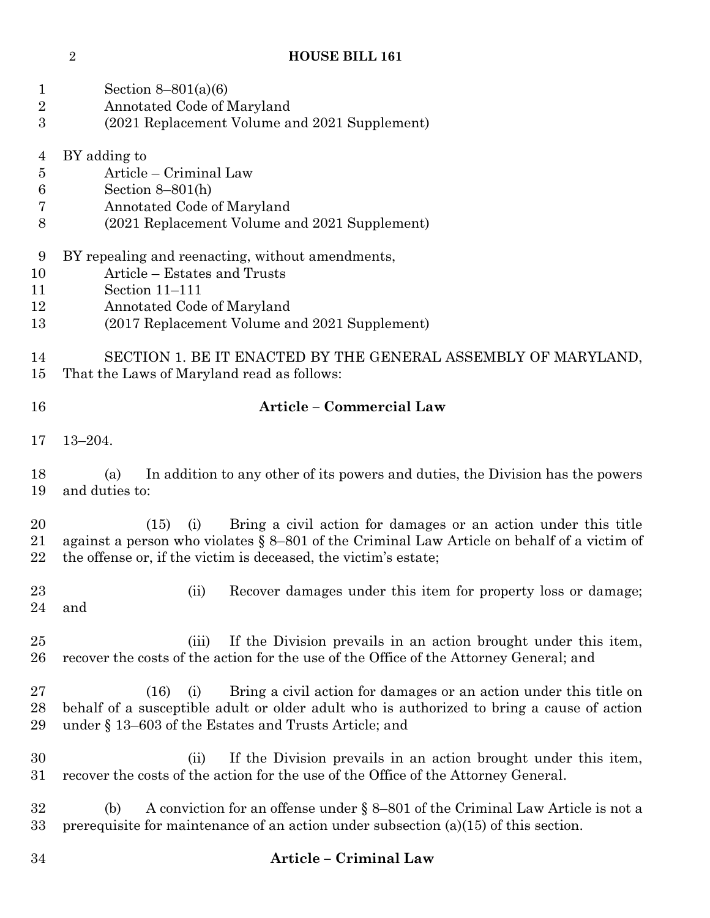Section 8–801(a)(6)
Annotated Code of Maryland
(2021 Replacement Volume and 2021 Supplement)

BY adding to
Article – Criminal Law
Section 8–801(h)
Annotated Code of Maryland
(2021 Replacement Volume and 2021 Supplement)

BY repealing and reenacting, without amendments,
Article – Estates and Trusts
Section 11–111
Annotated Code of Maryland
(2017 Replacement Volume and 2021 Supplement)

SECTION 1. BE IT ENACTED BY THE GENERAL ASSEMBLY OF MARYLAND, That the Laws of Maryland read as follows:

**Article – Commercial Law**

13–204.

(a) In addition to any other of its powers and duties, the Division has the powers and duties to:

(15) (i) Bring a civil action for damages or an action under this title against a person who violates § 8–801 of the Criminal Law Article on behalf of a victim of the offense or, if the victim is deceased, the victim's estate;

(ii) Recover damages under this item for property loss or damage; and

(iii) If the Division prevails in an action brought under this item, recover the costs of the action for the use of the Office of the Attorney General; and

(16) (i) Bring a civil action for damages or an action under this title on behalf of a susceptible adult or older adult who is authorized to bring a cause of action under § 13–603 of the Estates and Trusts Article; and

(ii) If the Division prevails in an action brought under this item, recover the costs of the action for the use of the Office of the Attorney General.

(b) A conviction for an offense under § 8–801 of the Criminal Law Article is not a prerequisite for maintenance of an action under subsection (a)(15) of this section.

**Article – Criminal Law**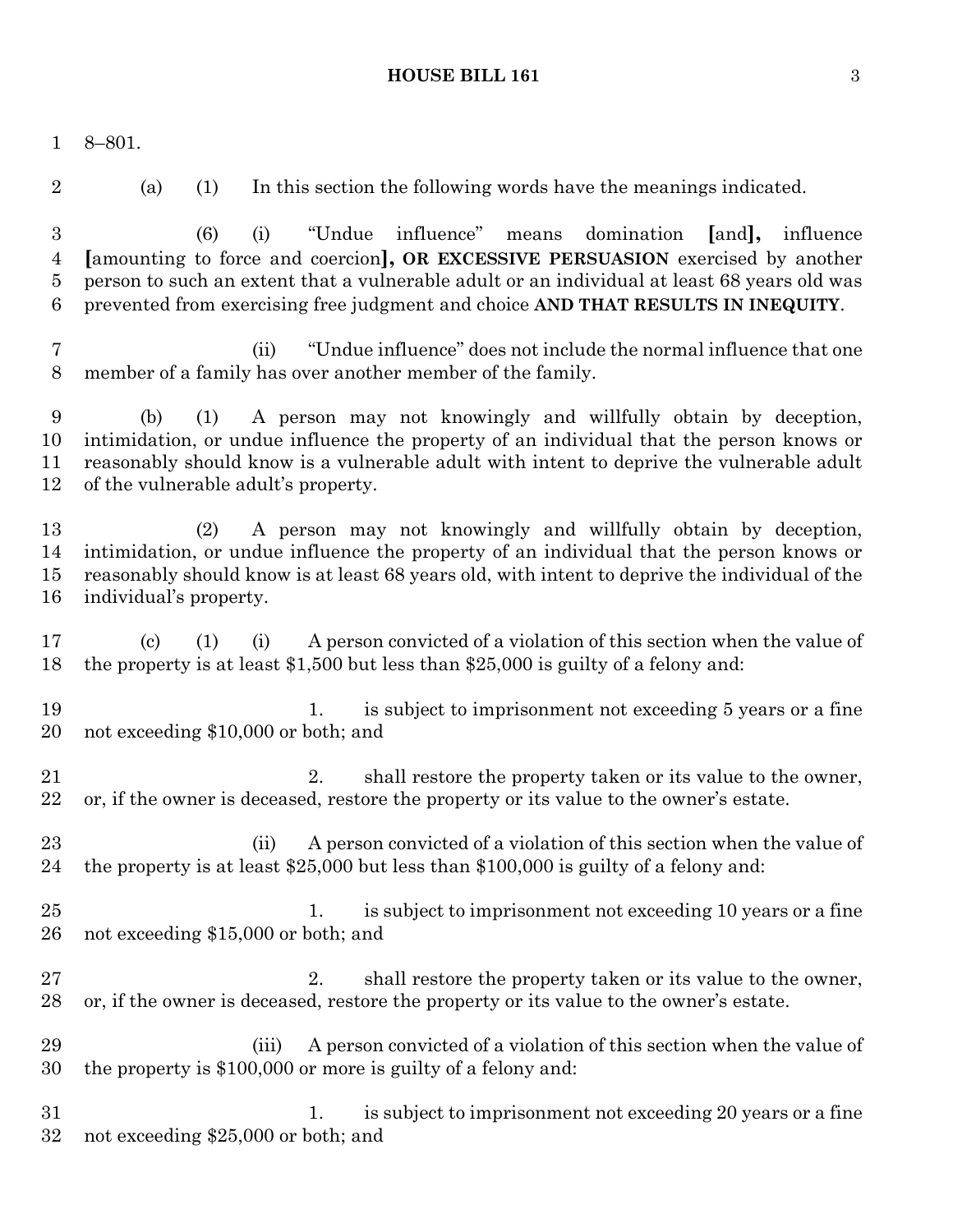8–801.

(a) (1) In this section the following words have the meanings indicated.

(6) (i) "Undue influence" means domination [and], influence [amounting to force and coercion], **OR EXCESSIVE PERSUASION** exercised by another person to such an extent that a vulnerable adult or an individual at least 68 years old was prevented from exercising free judgment and choice **AND THAT RESULTS IN INEQUITY**.

(ii) "Undue influence" does not include the normal influence that one member of a family has over another member of the family.

(b) (1) A person may not knowingly and willfully obtain by deception, intimidation, or undue influence the property of an individual that the person knows or reasonably should know is a vulnerable adult with intent to deprive the vulnerable adult of the vulnerable adult's property.

(2) A person may not knowingly and willfully obtain by deception, intimidation, or undue influence the property of an individual that the person knows or reasonably should know is at least 68 years old, with intent to deprive the individual of the individual's property.

(c) (1) (i) A person convicted of a violation of this section when the value of the property is at least $1,500 but less than $25,000 is guilty of a felony and:

1. is subject to imprisonment not exceeding 5 years or a fine not exceeding $10,000 or both; and

2. shall restore the property taken or its value to the owner, or, if the owner is deceased, restore the property or its value to the owner's estate.

(ii) A person convicted of a violation of this section when the value of the property is at least $25,000 but less than $100,000 is guilty of a felony and:

1. is subject to imprisonment not exceeding 10 years or a fine not exceeding $15,000 or both; and

2. shall restore the property taken or its value to the owner, or, if the owner is deceased, restore the property or its value to the owner's estate.

(iii) A person convicted of a violation of this section when the value of the property is $100,000 or more is guilty of a felony and:

1. is subject to imprisonment not exceeding 20 years or a fine not exceeding $25,000 or both; and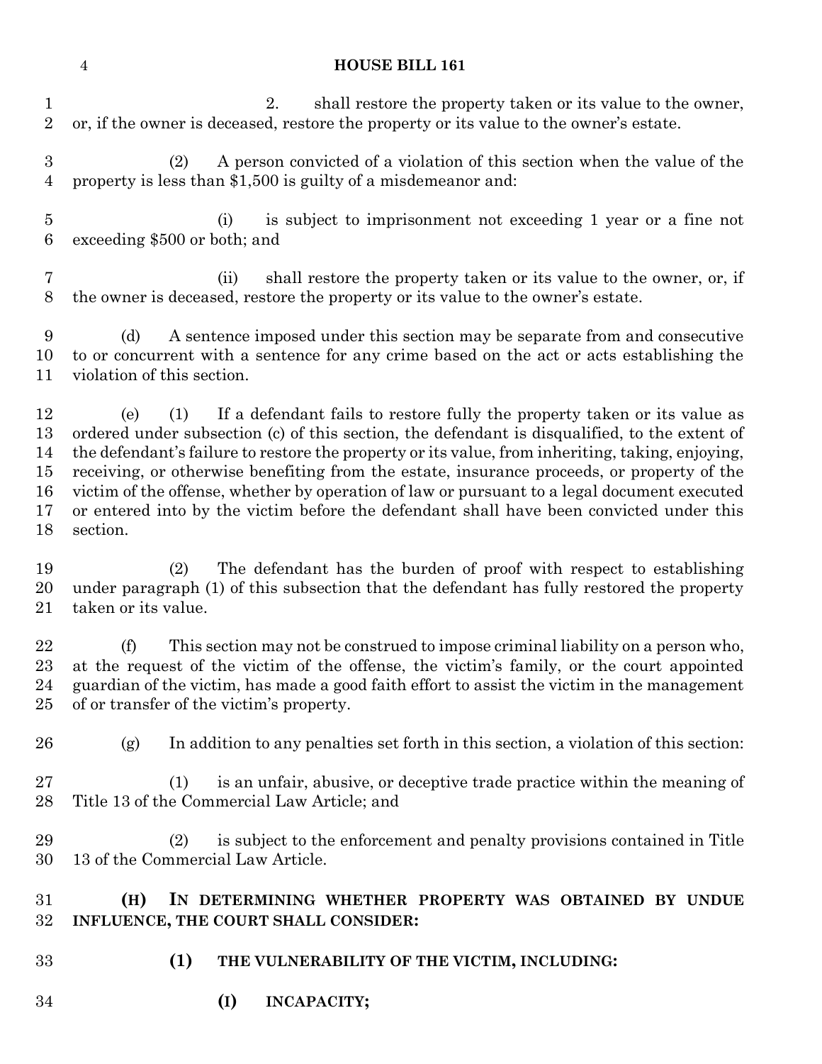2. shall restore the property taken or its value to the owner, or, if the owner is deceased, restore the property or its value to the owner's estate.

(2) A person convicted of a violation of this section when the value of the property is less than $1,500 is guilty of a misdemeanor and:

(i) is subject to imprisonment not exceeding 1 year or a fine not exceeding $500 or both; and

(ii) shall restore the property taken or its value to the owner, or, if the owner is deceased, restore the property or its value to the owner's estate.

(d) A sentence imposed under this section may be separate from and consecutive to or concurrent with a sentence for any crime based on the act or acts establishing the violation of this section.

(e) (1) If a defendant fails to restore fully the property taken or its value as ordered under subsection (c) of this section, the defendant is disqualified, to the extent of the defendant's failure to restore the property or its value, from inheriting, taking, enjoying, receiving, or otherwise benefiting from the estate, insurance proceeds, or property of the victim of the offense, whether by operation of law or pursuant to a legal document executed or entered into by the victim before the defendant shall have been convicted under this section.

(2) The defendant has the burden of proof with respect to establishing under paragraph (1) of this subsection that the defendant has fully restored the property taken or its value.

(f) This section may not be construed to impose criminal liability on a person who, at the request of the victim of the offense, the victim's family, or the court appointed guardian of the victim, has made a good faith effort to assist the victim in the management of or transfer of the victim's property.

(g) In addition to any penalties set forth in this section, a violation of this section:

(1) is an unfair, abusive, or deceptive trade practice within the meaning of Title 13 of the Commercial Law Article; and

(2) is subject to the enforcement and penalty provisions contained in Title 13 of the Commercial Law Article.

**(H) IN DETERMINING WHETHER PROPERTY WAS OBTAINED BY UNDUE INFLUENCE, THE COURT SHALL CONSIDER:**

**(1) THE VULNERABILITY OF THE VICTIM, INCLUDING:**

**(I) INCAPACITY;**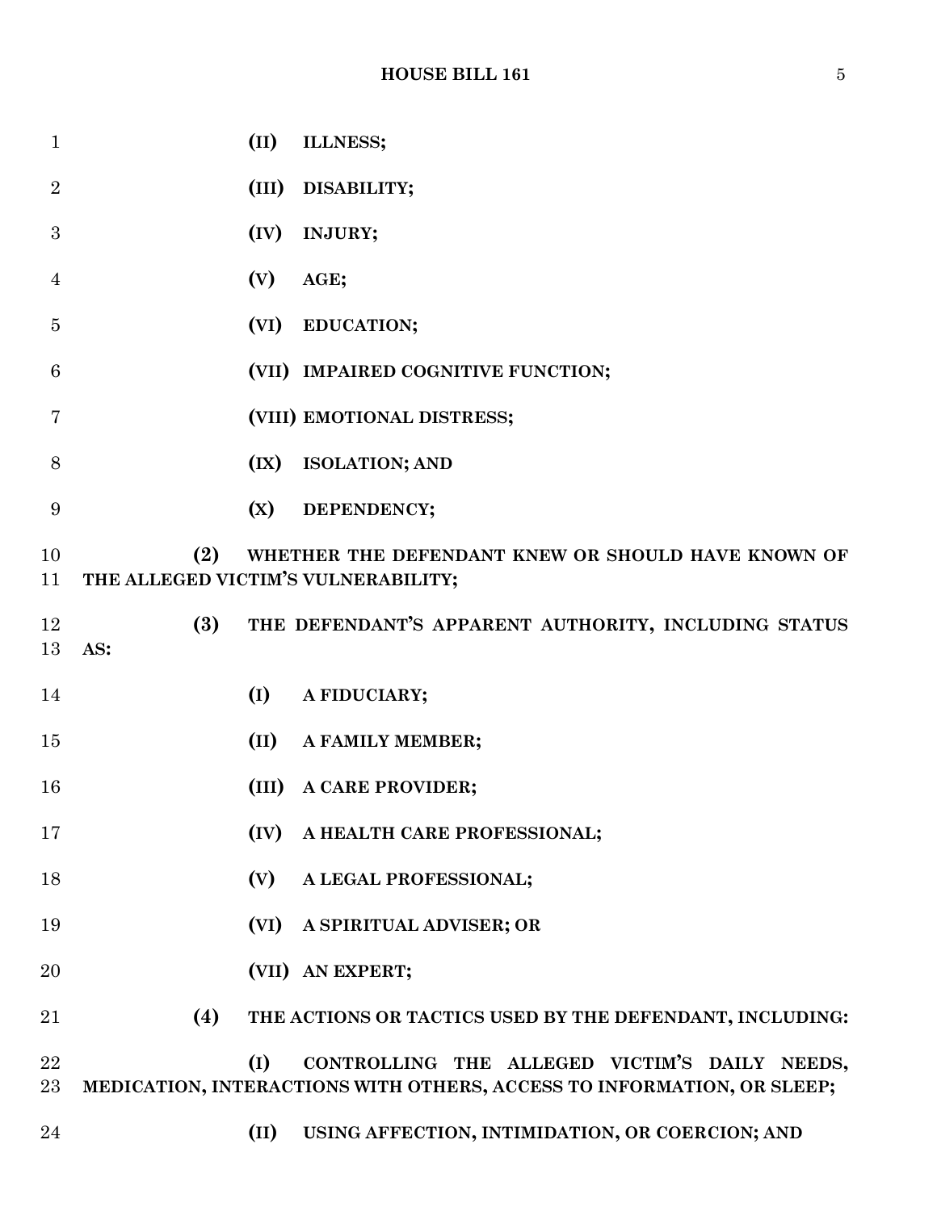**(II) ILLNESS;**

**(III) DISABILITY;**

**(IV) INJURY;**

**(V) AGE;**

**(VI) EDUCATION;**

**(VII) IMPAIRED COGNITIVE FUNCTION;**

**(VIII) EMOTIONAL DISTRESS;**

**(IX) ISOLATION; AND**

**(X) DEPENDENCY;**

**(2) WHETHER THE DEFENDANT KNEW OR SHOULD HAVE KNOWN OF THE ALLEGED VICTIM'S VULNERABILITY;**

**(3) THE DEFENDANT'S APPARENT AUTHORITY, INCLUDING STATUS AS:**

**(I) A FIDUCIARY;**

**(II) A FAMILY MEMBER;**

**(III) A CARE PROVIDER;**

**(IV) A HEALTH CARE PROFESSIONAL;**

**(V) A LEGAL PROFESSIONAL;**

**(VI) A SPIRITUAL ADVISER; OR**

**(VII) AN EXPERT;**

**(4) THE ACTIONS OR TACTICS USED BY THE DEFENDANT, INCLUDING:**

**(I) CONTROLLING THE ALLEGED VICTIM'S DAILY NEEDS, MEDICATION, INTERACTIONS WITH OTHERS, ACCESS TO INFORMATION, OR SLEEP;**

**(II) USING AFFECTION, INTIMIDATION, OR COERCION; AND**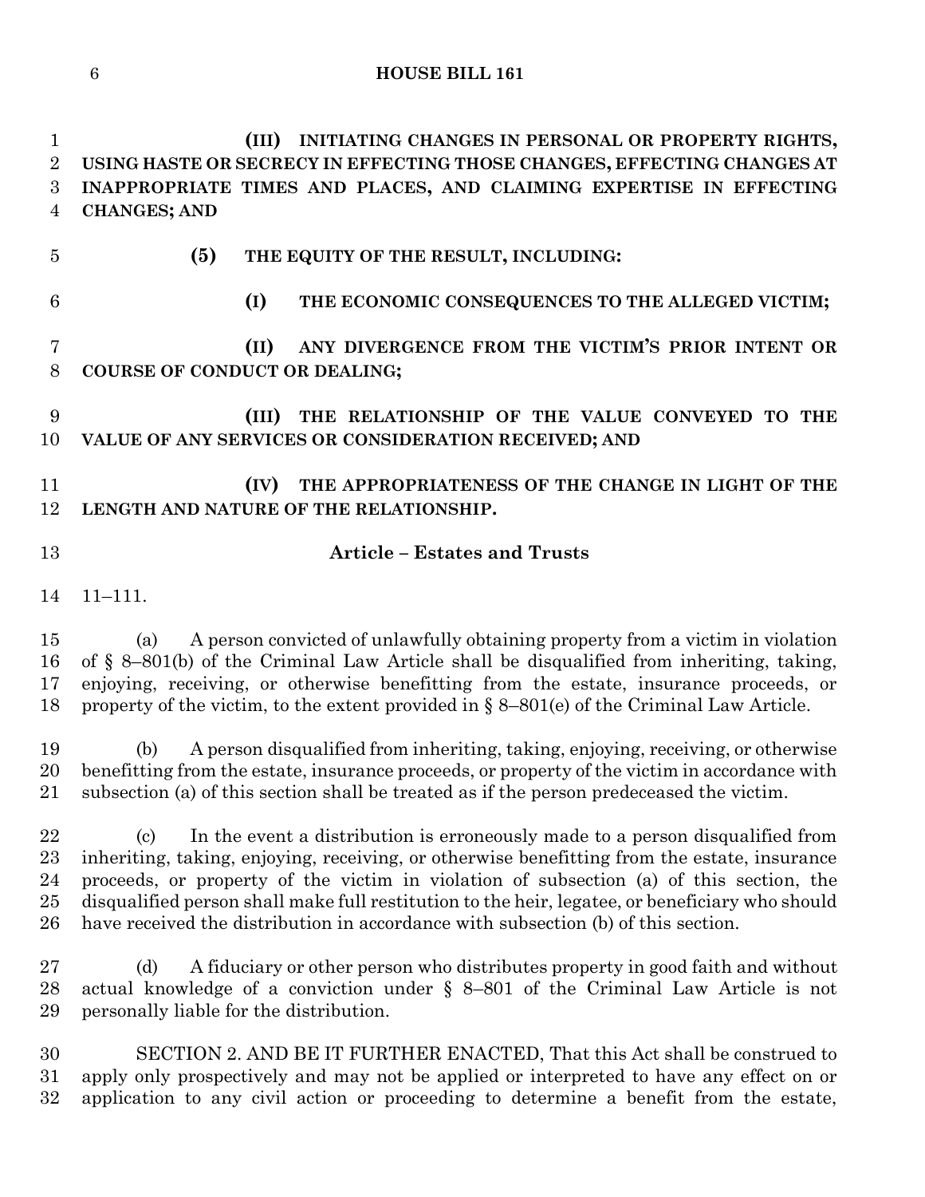**(III) INITIATING CHANGES IN PERSONAL OR PROPERTY RIGHTS, USING HASTE OR SECRECY IN EFFECTING THOSE CHANGES, EFFECTING CHANGES AT INAPPROPRIATE TIMES AND PLACES, AND CLAIMING EXPERTISE IN EFFECTING CHANGES; AND**

**(5) THE EQUITY OF THE RESULT, INCLUDING:**

**(I) THE ECONOMIC CONSEQUENCES TO THE ALLEGED VICTIM;**

**(II) ANY DIVERGENCE FROM THE VICTIM'S PRIOR INTENT OR COURSE OF CONDUCT OR DEALING;**

**(III) THE RELATIONSHIP OF THE VALUE CONVEYED TO THE VALUE OF ANY SERVICES OR CONSIDERATION RECEIVED; AND**

**(IV) THE APPROPRIATENESS OF THE CHANGE IN LIGHT OF THE LENGTH AND NATURE OF THE RELATIONSHIP.**

**Article – Estates and Trusts**

11–111.

(a) A person convicted of unlawfully obtaining property from a victim in violation of § 8–801(b) of the Criminal Law Article shall be disqualified from inheriting, taking, enjoying, receiving, or otherwise benefitting from the estate, insurance proceeds, or property of the victim, to the extent provided in § 8–801(e) of the Criminal Law Article.

(b) A person disqualified from inheriting, taking, enjoying, receiving, or otherwise benefitting from the estate, insurance proceeds, or property of the victim in accordance with subsection (a) of this section shall be treated as if the person predeceased the victim.

(c) In the event a distribution is erroneously made to a person disqualified from inheriting, taking, enjoying, receiving, or otherwise benefitting from the estate, insurance proceeds, or property of the victim in violation of subsection (a) of this section, the disqualified person shall make full restitution to the heir, legatee, or beneficiary who should have received the distribution in accordance with subsection (b) of this section.

(d) A fiduciary or other person who distributes property in good faith and without actual knowledge of a conviction under § 8–801 of the Criminal Law Article is not personally liable for the distribution.

SECTION 2. AND BE IT FURTHER ENACTED, That this Act shall be construed to apply only prospectively and may not be applied or interpreted to have any effect on or application to any civil action or proceeding to determine a benefit from the estate,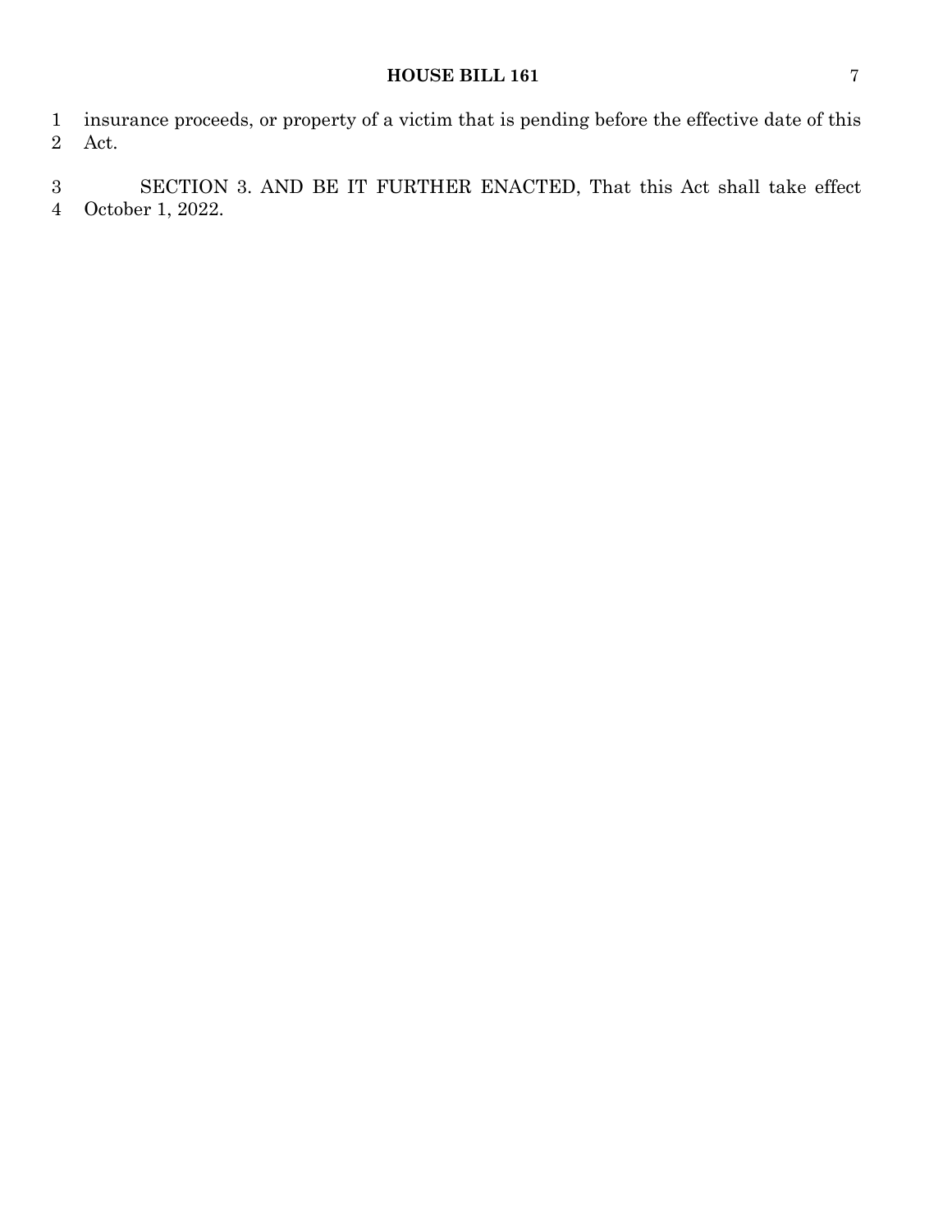insurance proceeds, or property of a victim that is pending before the effective date of this Act.

SECTION 3. AND BE IT FURTHER ENACTED, That this Act shall take effect October 1, 2022.